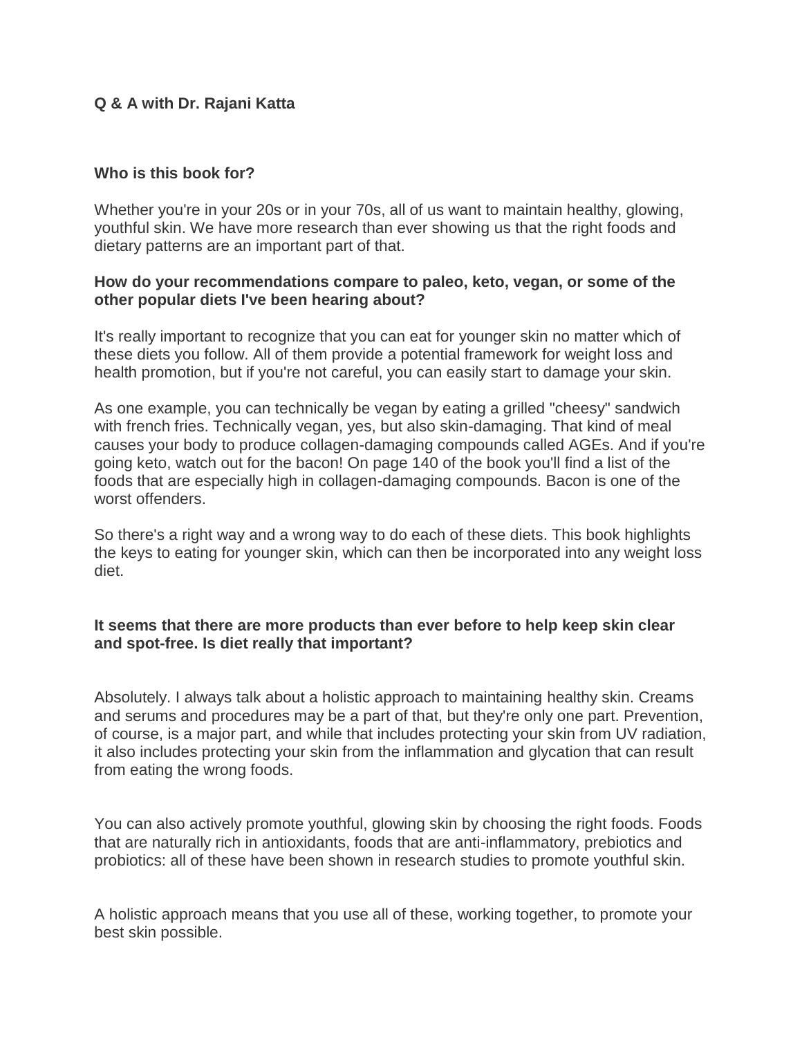**Q & A with Dr. Rajani Katta**

**Who is this book for?**

Whether you're in your 20s or in your 70s, all of us want to maintain healthy, glowing, youthful skin. We have more research than ever showing us that the right foods and dietary patterns are an important part of that.

**How do your recommendations compare to paleo, keto, vegan, or some of the other popular diets I've been hearing about?**

It's really important to recognize that you can eat for younger skin no matter which of these diets you follow. All of them provide a potential framework for weight loss and health promotion, but if you're not careful, you can easily start to damage your skin.

As one example, you can technically be vegan by eating a grilled "cheesy" sandwich with french fries. Technically vegan, yes, but also skin-damaging. That kind of meal causes your body to produce collagen-damaging compounds called AGEs. And if you're going keto, watch out for the bacon! On page 140 of the book you'll find a list of the foods that are especially high in collagen-damaging compounds. Bacon is one of the worst offenders.

So there's a right way and a wrong way to do each of these diets. This book highlights the keys to eating for younger skin, which can then be incorporated into any weight loss diet.

**It seems that there are more products than ever before to help keep skin clear and spot-free. Is diet really that important?**

Absolutely. I always talk about a holistic approach to maintaining healthy skin. Creams and serums and procedures may be a part of that, but they're only one part. Prevention, of course, is a major part, and while that includes protecting your skin from UV radiation, it also includes protecting your skin from the inflammation and glycation that can result from eating the wrong foods.

You can also actively promote youthful, glowing skin by choosing the right foods. Foods that are naturally rich in antioxidants, foods that are anti-inflammatory, prebiotics and probiotics: all of these have been shown in research studies to promote youthful skin.

A holistic approach means that you use all of these, working together, to promote your best skin possible.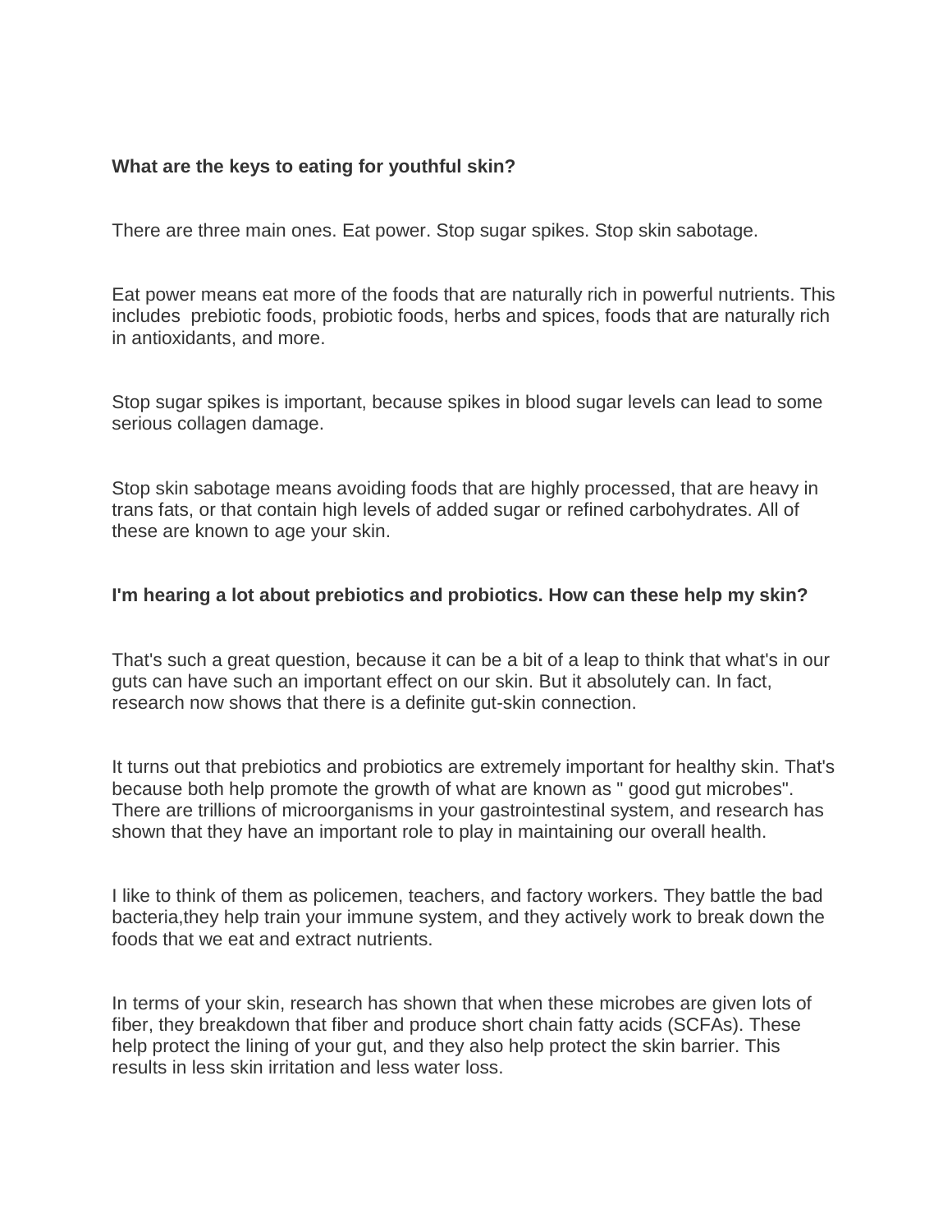**What are the keys to eating for youthful skin?**

There are three main ones. Eat power. Stop sugar spikes. Stop skin sabotage.

Eat power means eat more of the foods that are naturally rich in powerful nutrients. This includes prebiotic foods, probiotic foods, herbs and spices, foods that are naturally rich in antioxidants, and more.

Stop sugar spikes is important, because spikes in blood sugar levels can lead to some serious collagen damage.

Stop skin sabotage means avoiding foods that are highly processed, that are heavy in trans fats, or that contain high levels of added sugar or refined carbohydrates. All of these are known to age your skin.

**I'm hearing a lot about prebiotics and probiotics. How can these help my skin?**

That's such a great question, because it can be a bit of a leap to think that what's in our guts can have such an important effect on our skin. But it absolutely can. In fact, research now shows that there is a definite gut-skin connection.

It turns out that prebiotics and probiotics are extremely important for healthy skin. That's because both help promote the growth of what are known as " good gut microbes". There are trillions of microorganisms in your gastrointestinal system, and research has shown that they have an important role to play in maintaining our overall health.

I like to think of them as policemen, teachers, and factory workers. They battle the bad bacteria,they help train your immune system, and they actively work to break down the foods that we eat and extract nutrients.

In terms of your skin, research has shown that when these microbes are given lots of fiber, they breakdown that fiber and produce short chain fatty acids (SCFAs). These help protect the lining of your gut, and they also help protect the skin barrier. This results in less skin irritation and less water loss.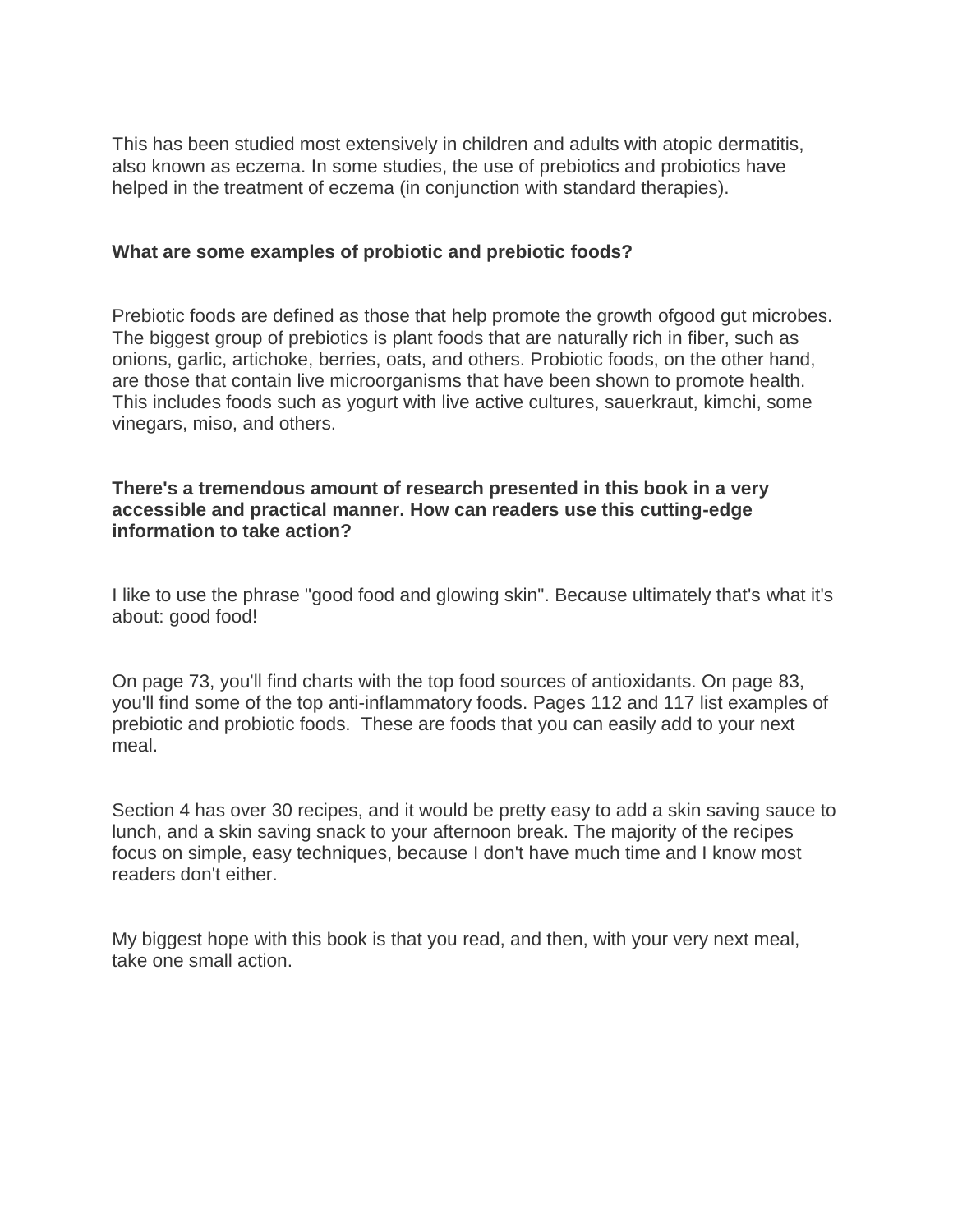This has been studied most extensively in children and adults with atopic dermatitis, also known as eczema. In some studies, the use of prebiotics and probiotics have helped in the treatment of eczema (in conjunction with standard therapies).

**What are some examples of probiotic and prebiotic foods?**

Prebiotic foods are defined as those that help promote the growth ofgood gut microbes. The biggest group of prebiotics is plant foods that are naturally rich in fiber, such as onions, garlic, artichoke, berries, oats, and others. Probiotic foods, on the other hand, are those that contain live microorganisms that have been shown to promote health. This includes foods such as yogurt with live active cultures, sauerkraut, kimchi, some vinegars, miso, and others.

**There's a tremendous amount of research presented in this book in a very accessible and practical manner. How can readers use this cutting-edge information to take action?**

I like to use the phrase "good food and glowing skin". Because ultimately that's what it's about: good food!

On page 73, you'll find charts with the top food sources of antioxidants. On page 83, you'll find some of the top anti-inflammatory foods. Pages 112 and 117 list examples of prebiotic and probiotic foods. These are foods that you can easily add to your next meal.

Section 4 has over 30 recipes, and it would be pretty easy to add a skin saving sauce to lunch, and a skin saving snack to your afternoon break. The majority of the recipes focus on simple, easy techniques, because I don't have much time and I know most readers don't either.

My biggest hope with this book is that you read, and then, with your very next meal, take one small action.